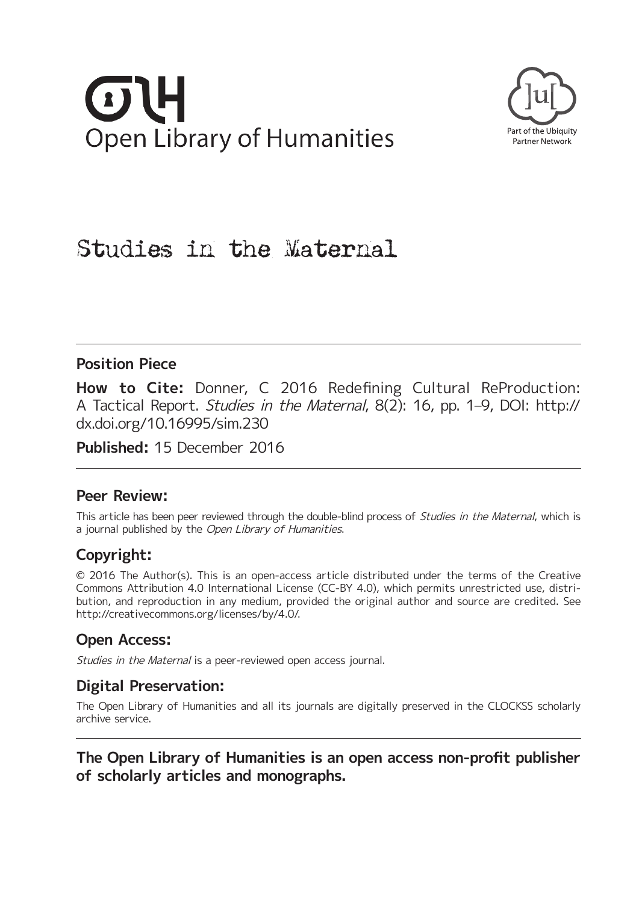Open Library of Humanities

Part of the Ubiquity Partner Network

# Studies in the Maternal

## Position Piece

**How to Cite:** Donner, C 2016 Redefining Cultural ReProduction: A Tactical Report. *Studies in the Maternal*, 8(2): 16, pp. 1–9, DOI: http://dx.doi.org/10.16995/sim.230

**Published:** 15 December 2016

## Peer Review:

This article has been peer reviewed through the double-blind process of *Studies in the Maternal*, which is a journal published by the *Open Library of Humanities*.

## Copyright:

© 2016 The Author(s). This is an open-access article distributed under the terms of the Creative Commons Attribution 4.0 International License (CC-BY 4.0), which permits unrestricted use, distribution, and reproduction in any medium, provided the original author and source are credited. See http://creativecommons.org/licenses/by/4.0/.

## Open Access:

*Studies in the Maternal* is a peer-reviewed open access journal.

## Digital Preservation:

The Open Library of Humanities and all its journals are digitally preserved in the CLOCKSS scholarly archive service.

**The Open Library of Humanities is an open access non-profit publisher of scholarly articles and monographs.**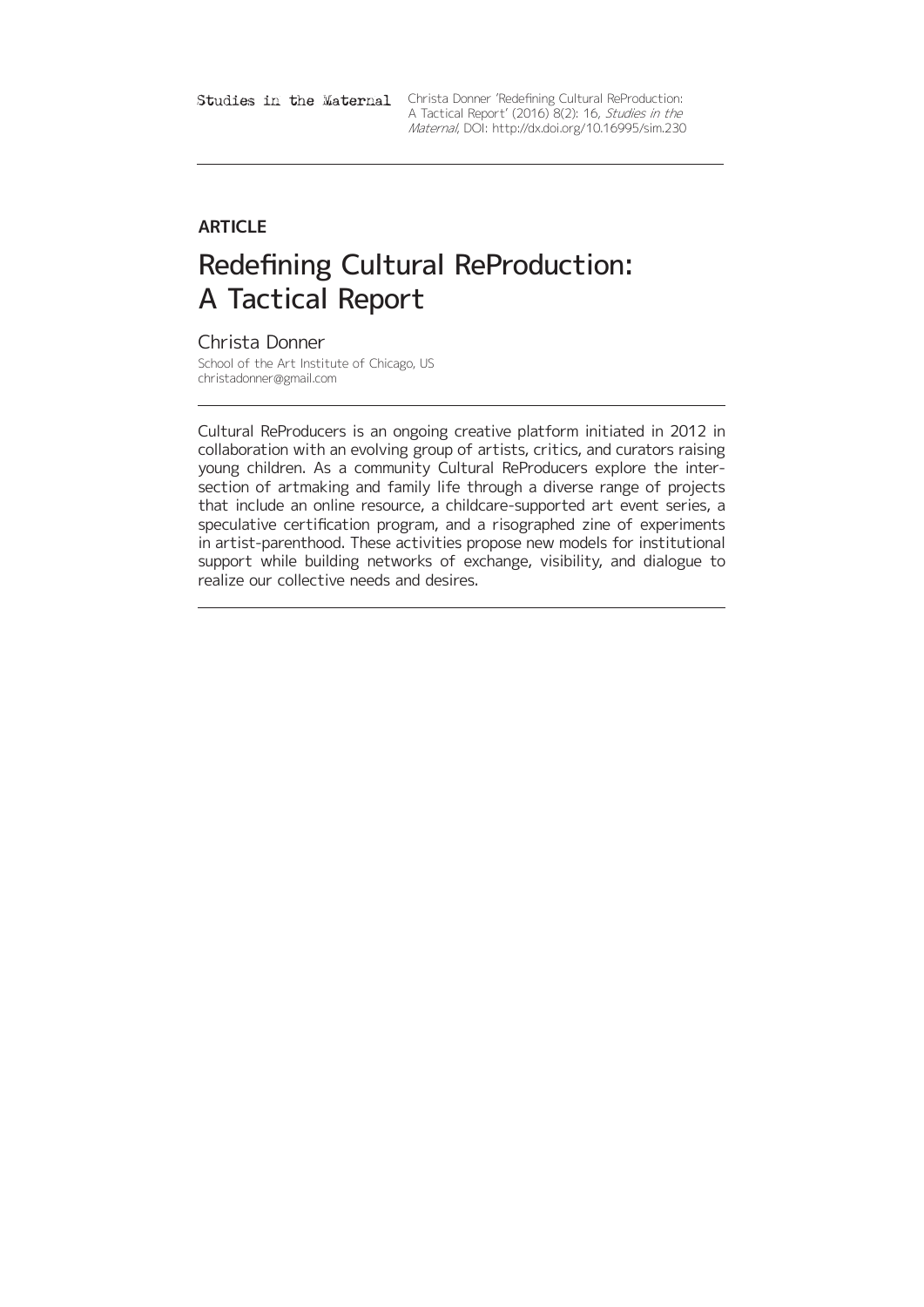**ARTICLE**

# Redefining Cultural ReProduction: A Tactical Report

Christa Donner

School of the Art Institute of Chicago, US

christadonner@gmail.com

Cultural ReProducers is an ongoing creative platform initiated in 2012 in collaboration with an evolving group of artists, critics, and curators raising young children. As a community Cultural ReProducers explore the intersection of artmaking and family life through a diverse range of projects that include an online resource, a childcare-supported art event series, a speculative certification program, and a risographed zine of experiments in artist-parenthood. These activities propose new models for institutional support while building networks of exchange, visibility, and dialogue to realize our collective needs and desires.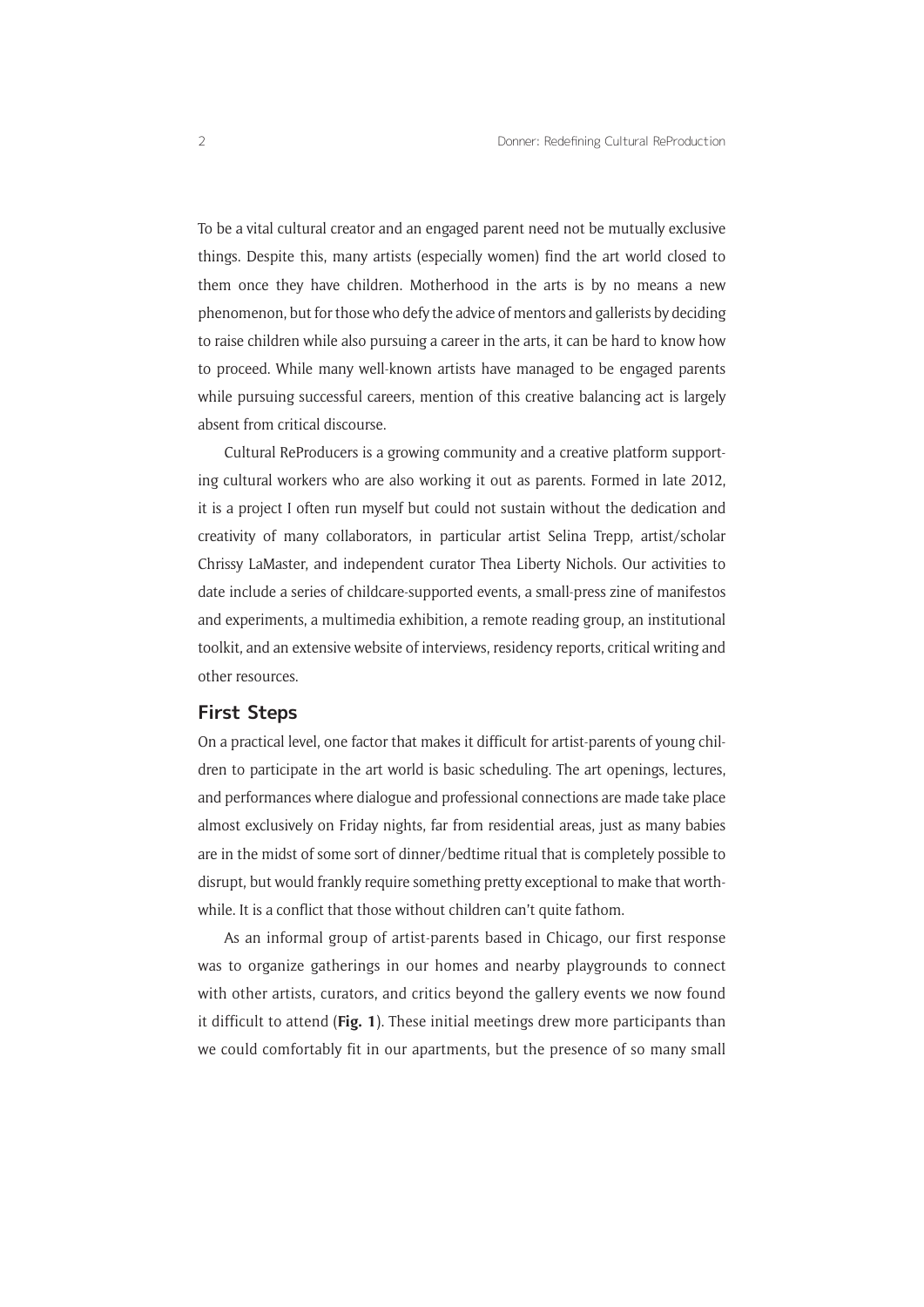To be a vital cultural creator and an engaged parent need not be mutually exclusive things. Despite this, many artists (especially women) find the art world closed to them once they have children. Motherhood in the arts is by no means a new phenomenon, but for those who defy the advice of mentors and gallerists by deciding to raise children while also pursuing a career in the arts, it can be hard to know how to proceed. While many well-known artists have managed to be engaged parents while pursuing successful careers, mention of this creative balancing act is largely absent from critical discourse.

Cultural ReProducers is a growing community and a creative platform supporting cultural workers who are also working it out as parents. Formed in late 2012, it is a project I often run myself but could not sustain without the dedication and creativity of many collaborators, in particular artist Selina Trepp, artist/scholar Chrissy LaMaster, and independent curator Thea Liberty Nichols. Our activities to date include a series of childcare-supported events, a small-press zine of manifestos and experiments, a multimedia exhibition, a remote reading group, an institutional toolkit, and an extensive website of interviews, residency reports, critical writing and other resources.

## First Steps

On a practical level, one factor that makes it difficult for artist-parents of young children to participate in the art world is basic scheduling. The art openings, lectures, and performances where dialogue and professional connections are made take place almost exclusively on Friday nights, far from residential areas, just as many babies are in the midst of some sort of dinner/bedtime ritual that is completely possible to disrupt, but would frankly require something pretty exceptional to make that worthwhile. It is a conflict that those without children can't quite fathom.

As an informal group of artist-parents based in Chicago, our first response was to organize gatherings in our homes and nearby playgrounds to connect with other artists, curators, and critics beyond the gallery events we now found it difficult to attend (**Fig. 1**). These initial meetings drew more participants than we could comfortably fit in our apartments, but the presence of so many small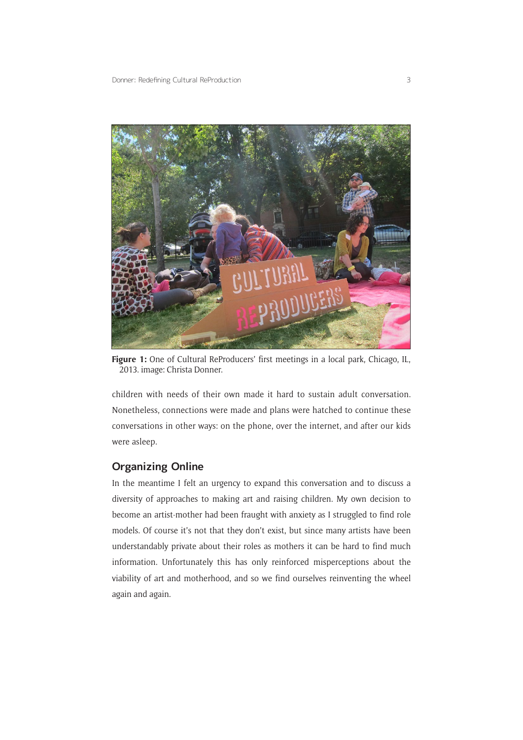**Figure 1:** One of Cultural ReProducers' first meetings in a local park, Chicago, IL, 2013. image: Christa Donner.

children with needs of their own made it hard to sustain adult conversation. Nonetheless, connections were made and plans were hatched to continue these conversations in other ways: on the phone, over the internet, and after our kids were asleep.

## Organizing Online

In the meantime I felt an urgency to expand this conversation and to discuss a diversity of approaches to making art and raising children. My own decision to become an artist-mother had been fraught with anxiety as I struggled to find role models. Of course it's not that they don't exist, but since many artists have been understandably private about their roles as mothers it can be hard to find much information. Unfortunately this has only reinforced misperceptions about the viability of art and motherhood, and so we find ourselves reinventing the wheel again and again.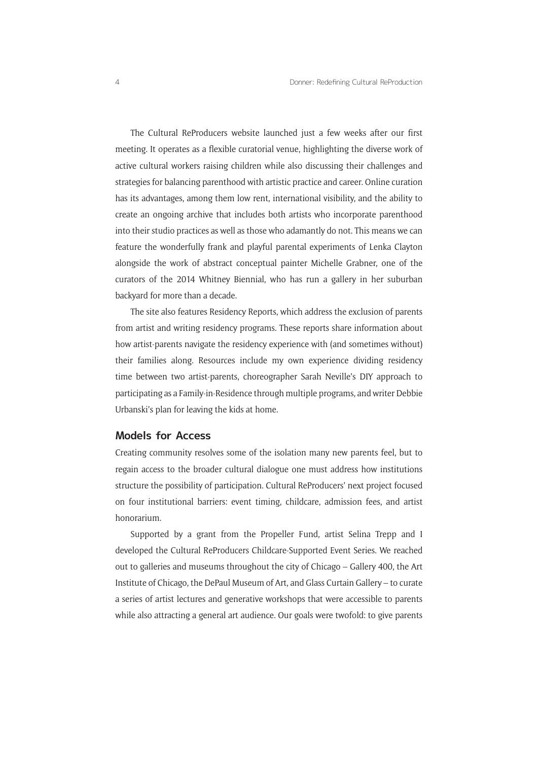The Cultural ReProducers website launched just a few weeks after our first meeting. It operates as a flexible curatorial venue, highlighting the diverse work of active cultural workers raising children while also discussing their challenges and strategies for balancing parenthood with artistic practice and career. Online curation has its advantages, among them low rent, international visibility, and the ability to create an ongoing archive that includes both artists who incorporate parenthood into their studio practices as well as those who adamantly do not. This means we can feature the wonderfully frank and playful parental experiments of Lenka Clayton alongside the work of abstract conceptual painter Michelle Grabner, one of the curators of the 2014 Whitney Biennial, who has run a gallery in her suburban backyard for more than a decade.

The site also features Residency Reports, which address the exclusion of parents from artist and writing residency programs. These reports share information about how artist-parents navigate the residency experience with (and sometimes without) their families along. Resources include my own experience dividing residency time between two artist-parents, choreographer Sarah Neville's DIY approach to participating as a Family-in-Residence through multiple programs, and writer Debbie Urbanski's plan for leaving the kids at home.

## Models for Access

Creating community resolves some of the isolation many new parents feel, but to regain access to the broader cultural dialogue one must address how institutions structure the possibility of participation. Cultural ReProducers' next project focused on four institutional barriers: event timing, childcare, admission fees, and artist honorarium.

Supported by a grant from the Propeller Fund, artist Selina Trepp and I developed the Cultural ReProducers Childcare-Supported Event Series. We reached out to galleries and museums throughout the city of Chicago – Gallery 400, the Art Institute of Chicago, the DePaul Museum of Art, and Glass Curtain Gallery – to curate a series of artist lectures and generative workshops that were accessible to parents while also attracting a general art audience. Our goals were twofold: to give parents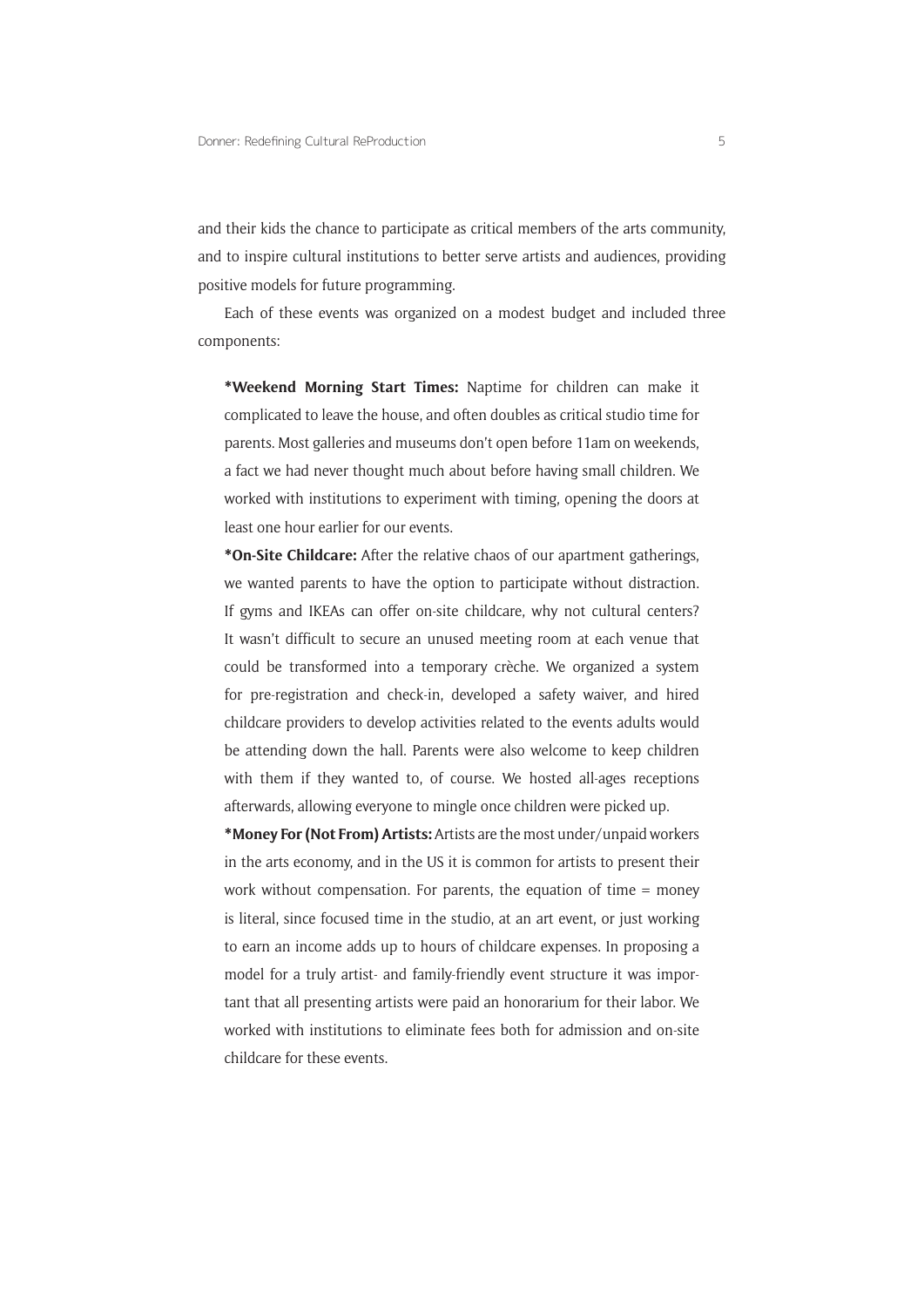and their kids the chance to participate as critical members of the arts community, and to inspire cultural institutions to better serve artists and audiences, providing positive models for future programming.

Each of these events was organized on a modest budget and included three components:

> **\*Weekend Morning Start Times:** Naptime for children can make it complicated to leave the house, and often doubles as critical studio time for parents. Most galleries and museums don't open before 11am on weekends, a fact we had never thought much about before having small children. We worked with institutions to experiment with timing, opening the doors at least one hour earlier for our events.
>
> **\*On-Site Childcare:** After the relative chaos of our apartment gatherings, we wanted parents to have the option to participate without distraction. If gyms and IKEAs can offer on-site childcare, why not cultural centers? It wasn't difficult to secure an unused meeting room at each venue that could be transformed into a temporary crèche. We organized a system for pre-registration and check-in, developed a safety waiver, and hired childcare providers to develop activities related to the events adults would be attending down the hall. Parents were also welcome to keep children with them if they wanted to, of course. We hosted all-ages receptions afterwards, allowing everyone to mingle once children were picked up.
>
> **\*Money For (Not From) Artists:** Artists are the most under/unpaid workers in the arts economy, and in the US it is common for artists to present their work without compensation. For parents, the equation of time = money is literal, since focused time in the studio, at an art event, or just working to earn an income adds up to hours of childcare expenses. In proposing a model for a truly artist- and family-friendly event structure it was important that all presenting artists were paid an honorarium for their labor. We worked with institutions to eliminate fees both for admission and on-site childcare for these events.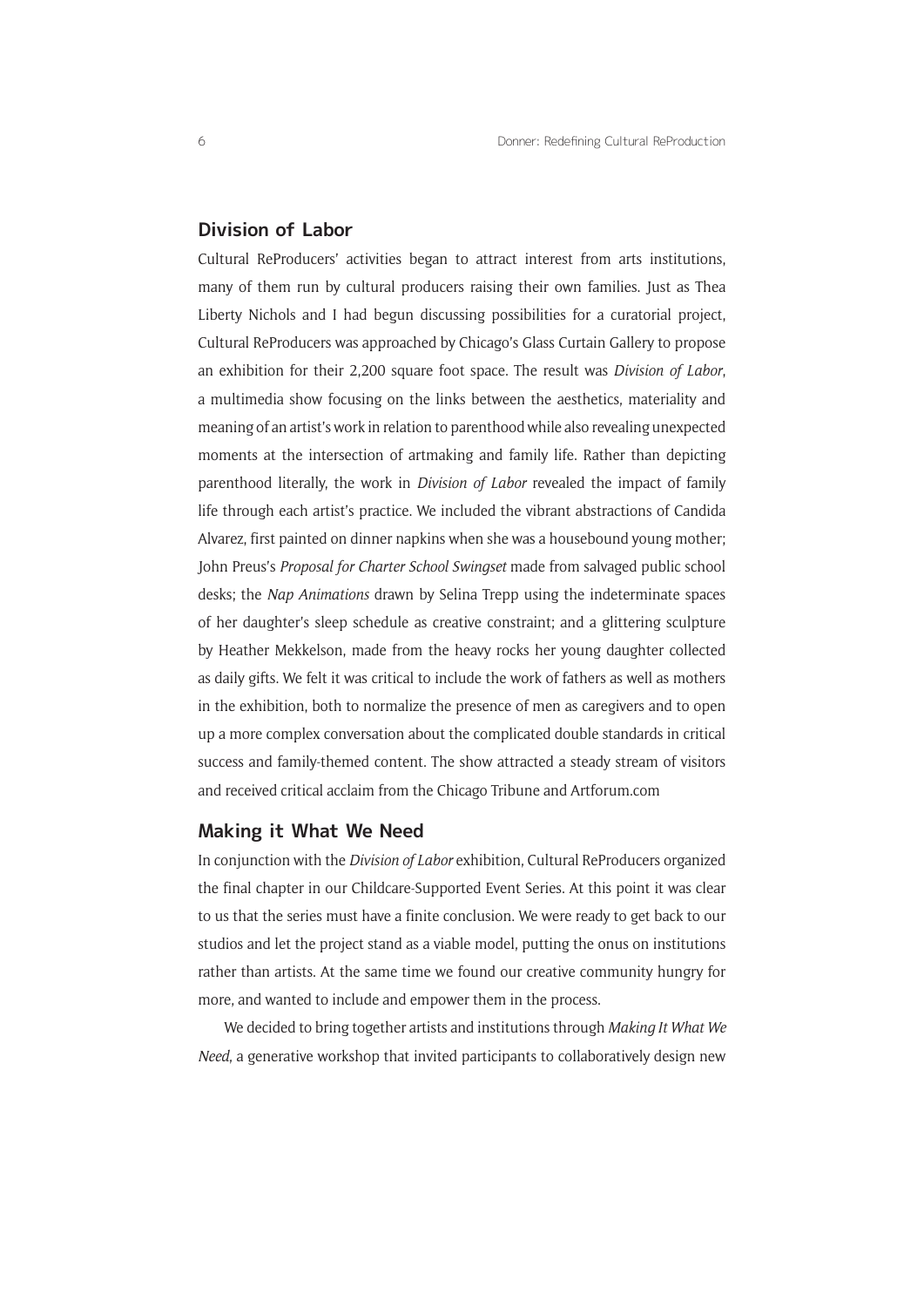## Division of Labor

Cultural ReProducers' activities began to attract interest from arts institutions, many of them run by cultural producers raising their own families. Just as Thea Liberty Nichols and I had begun discussing possibilities for a curatorial project, Cultural ReProducers was approached by Chicago's Glass Curtain Gallery to propose an exhibition for their 2,200 square foot space. The result was *Division of Labor*, a multimedia show focusing on the links between the aesthetics, materiality and meaning of an artist's work in relation to parenthood while also revealing unexpected moments at the intersection of artmaking and family life. Rather than depicting parenthood literally, the work in *Division of Labor* revealed the impact of family life through each artist's practice. We included the vibrant abstractions of Candida Alvarez, first painted on dinner napkins when she was a housebound young mother; John Preus's *Proposal for Charter School Swingset* made from salvaged public school desks; the *Nap Animations* drawn by Selina Trepp using the indeterminate spaces of her daughter's sleep schedule as creative constraint; and a glittering sculpture by Heather Mekkelson, made from the heavy rocks her young daughter collected as daily gifts. We felt it was critical to include the work of fathers as well as mothers in the exhibition, both to normalize the presence of men as caregivers and to open up a more complex conversation about the complicated double standards in critical success and family-themed content. The show attracted a steady stream of visitors and received critical acclaim from the Chicago Tribune and Artforum.com

## Making it What We Need

In conjunction with the *Division of Labor* exhibition, Cultural ReProducers organized the final chapter in our Childcare-Supported Event Series. At this point it was clear to us that the series must have a finite conclusion. We were ready to get back to our studios and let the project stand as a viable model, putting the onus on institutions rather than artists. At the same time we found our creative community hungry for more, and wanted to include and empower them in the process.

We decided to bring together artists and institutions through *Making It What We Need*, a generative workshop that invited participants to collaboratively design new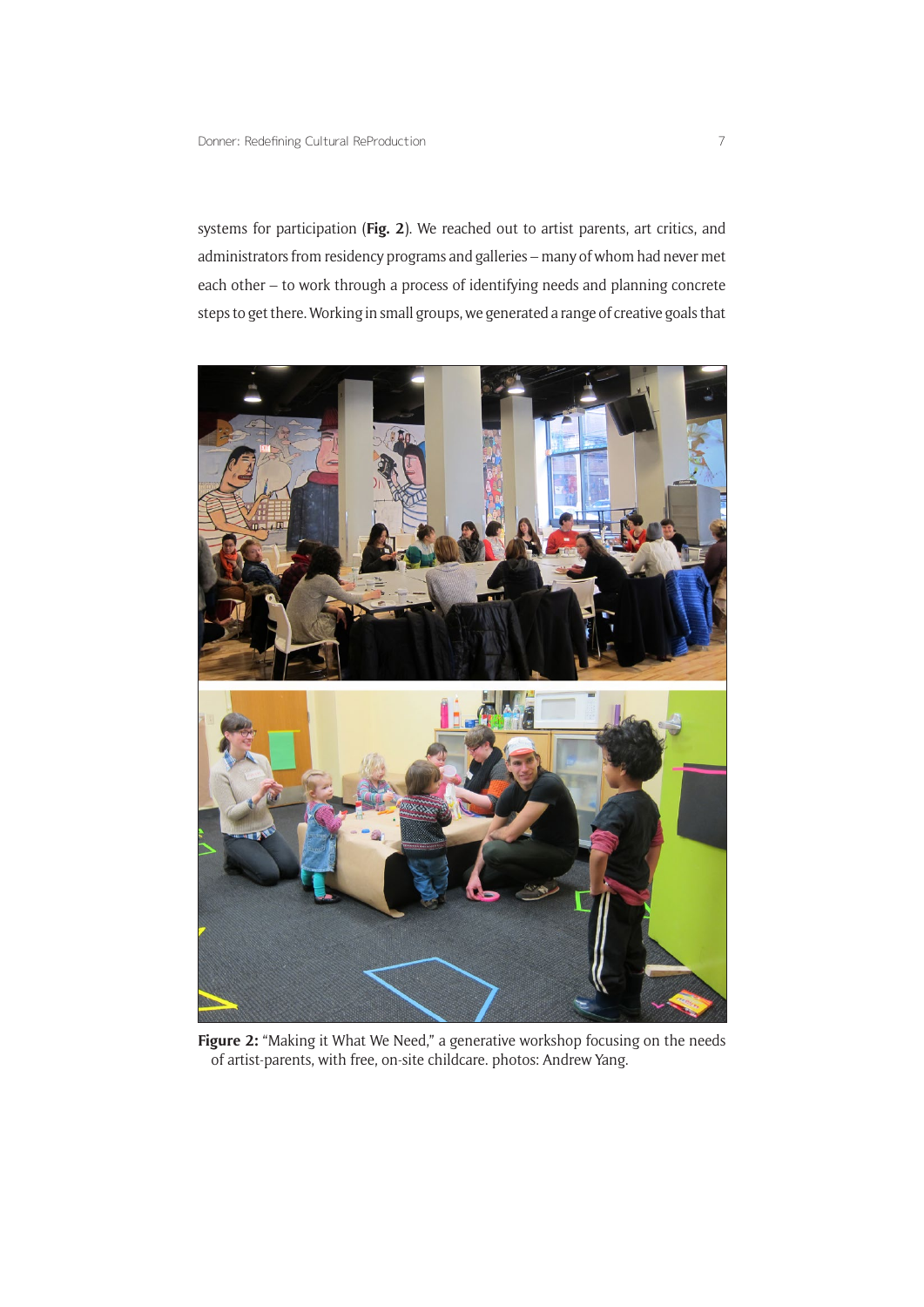systems for participation (**Fig. 2**). We reached out to artist parents, art critics, and administrators from residency programs and galleries – many of whom had never met each other – to work through a process of identifying needs and planning concrete steps to get there. Working in small groups, we generated a range of creative goals that

**Figure 2:** "Making it What We Need," a generative workshop focusing on the needs of artist-parents, with free, on-site childcare. photos: Andrew Yang.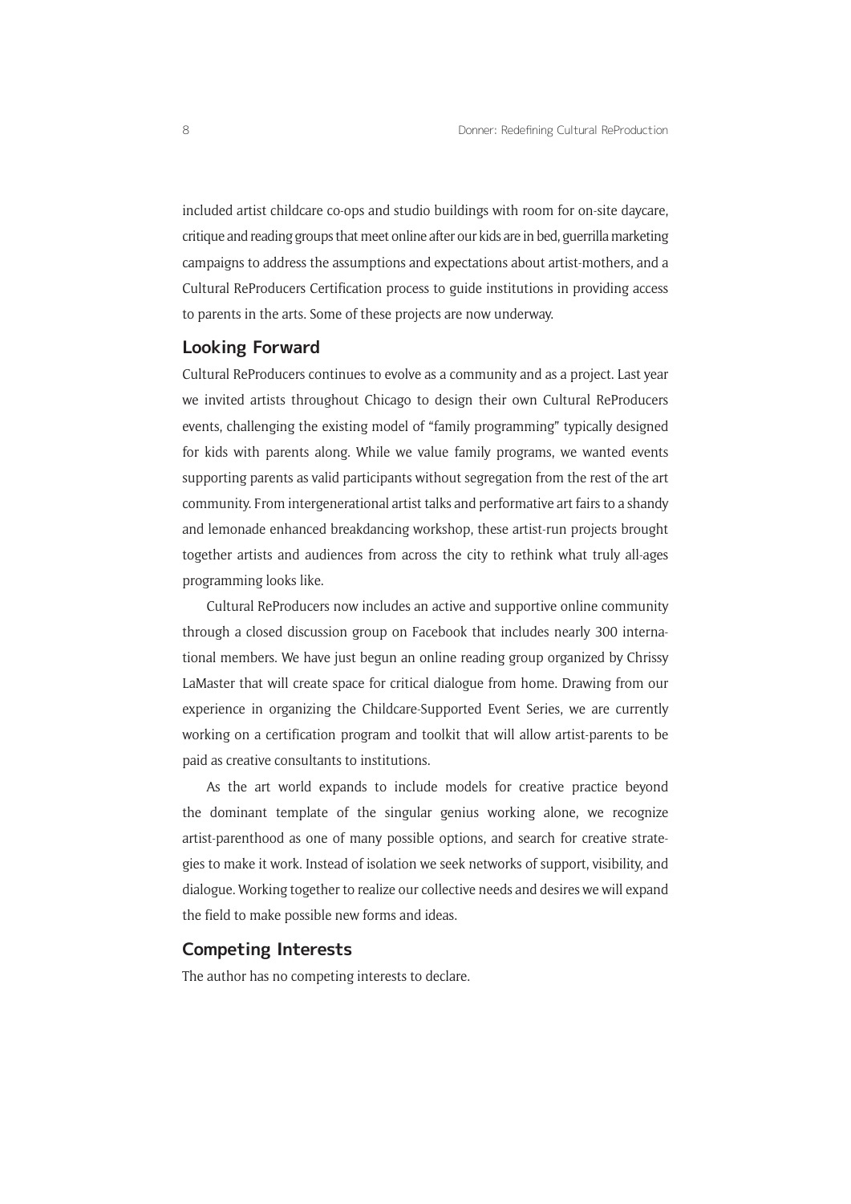included artist childcare co-ops and studio buildings with room for on-site daycare, critique and reading groups that meet online after our kids are in bed, guerrilla marketing campaigns to address the assumptions and expectations about artist-mothers, and a Cultural ReProducers Certification process to guide institutions in providing access to parents in the arts. Some of these projects are now underway.

## Looking Forward

Cultural ReProducers continues to evolve as a community and as a project. Last year we invited artists throughout Chicago to design their own Cultural ReProducers events, challenging the existing model of "family programming" typically designed for kids with parents along. While we value family programs, we wanted events supporting parents as valid participants without segregation from the rest of the art community. From intergenerational artist talks and performative art fairs to a shandy and lemonade enhanced breakdancing workshop, these artist-run projects brought together artists and audiences from across the city to rethink what truly all-ages programming looks like.

Cultural ReProducers now includes an active and supportive online community through a closed discussion group on Facebook that includes nearly 300 international members. We have just begun an online reading group organized by Chrissy LaMaster that will create space for critical dialogue from home. Drawing from our experience in organizing the Childcare-Supported Event Series, we are currently working on a certification program and toolkit that will allow artist-parents to be paid as creative consultants to institutions.

As the art world expands to include models for creative practice beyond the dominant template of the singular genius working alone, we recognize artist-parenthood as one of many possible options, and search for creative strategies to make it work. Instead of isolation we seek networks of support, visibility, and dialogue. Working together to realize our collective needs and desires we will expand the field to make possible new forms and ideas.

## Competing Interests

The author has no competing interests to declare.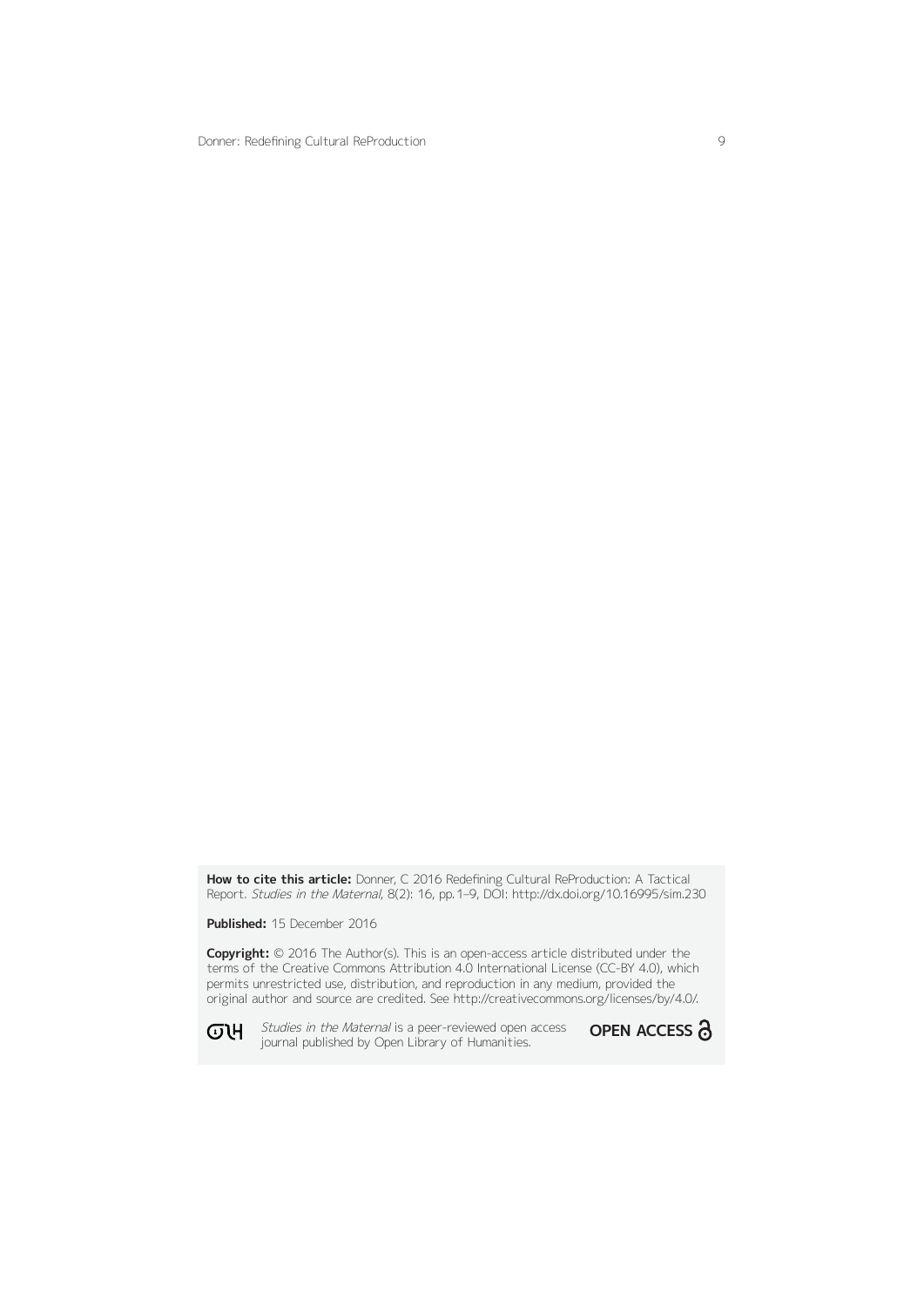**How to cite this article:** Donner, C 2016 Redefining Cultural ReProduction: A Tactical Report. *Studies in the Maternal*, 8(2): 16, pp. 1–9, DOI: http://dx.doi.org/10.16995/sim.230

**Published:** 15 December 2016

**Copyright:** © 2016 The Author(s). This is an open-access article distributed under the terms of the Creative Commons Attribution 4.0 International License (CC-BY 4.0), which permits unrestricted use, distribution, and reproduction in any medium, provided the original author and source are credited. See http://creativecommons.org/licenses/by/4.0/.

*Studies in the Maternal* is a peer-reviewed open access journal published by Open Library of Humanities.

OPEN ACCESS